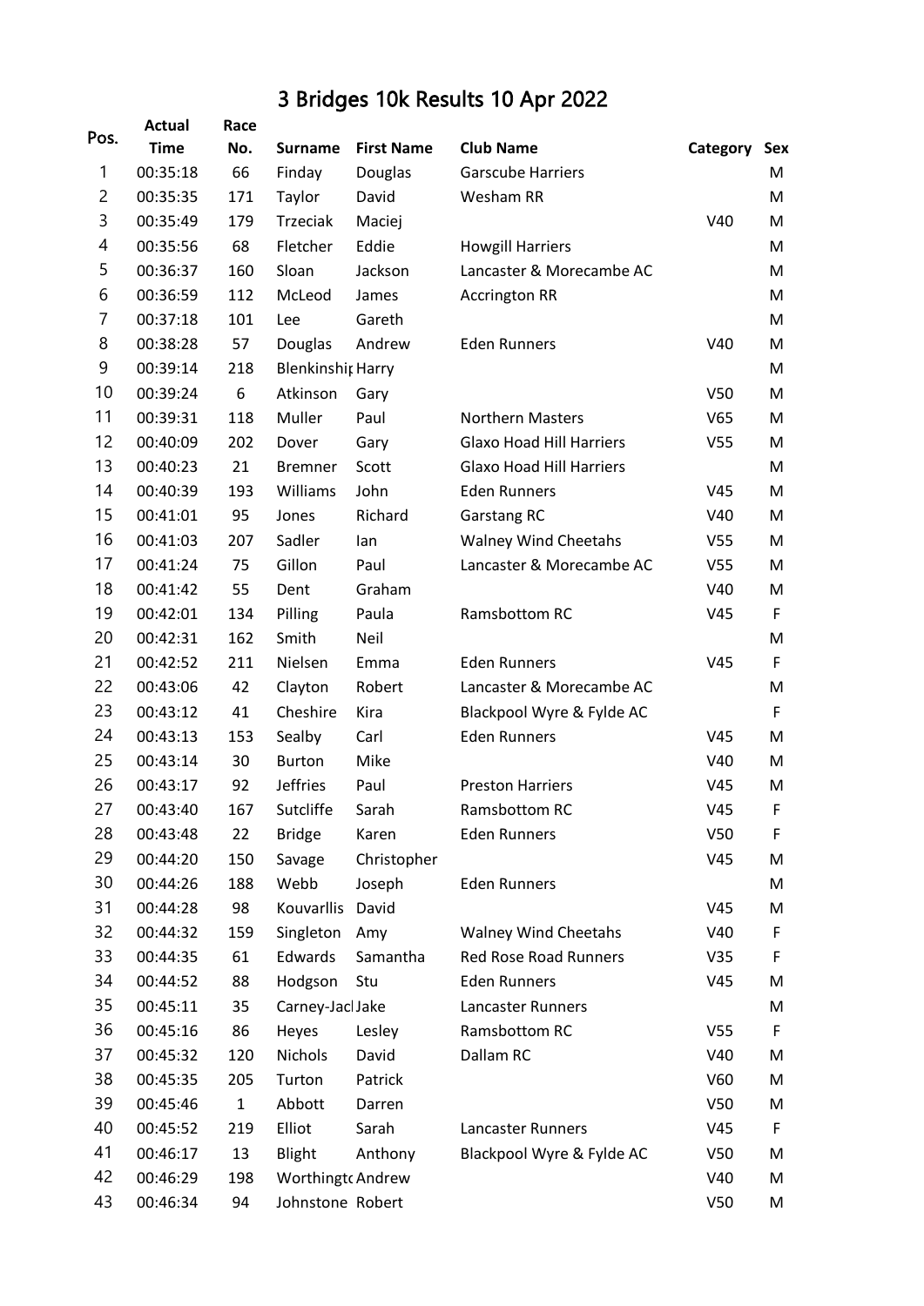# 3 Bridges 10k Results 10 Apr 2022

| Pos. | Actual Time | Race No. | Surname | First Name | Club Name | Category | Sex |
|---|---|---|---|---|---|---|---|
| 1 | 00:35:18 | 66 | Finday | Douglas | Garscube Harriers | | M |
| 2 | 00:35:35 | 171 | Taylor | David | Wesham RR | | M |
| 3 | 00:35:49 | 179 | Trzeciak | Maciej | | V40 | M |
| 4 | 00:35:56 | 68 | Fletcher | Eddie | Howgill Harriers | | M |
| 5 | 00:36:37 | 160 | Sloan | Jackson | Lancaster & Morecambe AC | | M |
| 6 | 00:36:59 | 112 | McLeod | James | Accrington RR | | M |
| 7 | 00:37:18 | 101 | Lee | Gareth | | | M |
| 8 | 00:38:28 | 57 | Douglas | Andrew | Eden Runners | V40 | M |
| 9 | 00:39:14 | 218 | Blenkinshi | Harry | | | M |
| 10 | 00:39:24 | 6 | Atkinson | Gary | | V50 | M |
| 11 | 00:39:31 | 118 | Muller | Paul | Northern Masters | V65 | M |
| 12 | 00:40:09 | 202 | Dover | Gary | Glaxo Hoad Hill Harriers | V55 | M |
| 13 | 00:40:23 | 21 | Bremner | Scott | Glaxo Hoad Hill Harriers | | M |
| 14 | 00:40:39 | 193 | Williams | John | Eden Runners | V45 | M |
| 15 | 00:41:01 | 95 | Jones | Richard | Garstang RC | V40 | M |
| 16 | 00:41:03 | 207 | Sadler | Ian | Walney Wind Cheetahs | V55 | M |
| 17 | 00:41:24 | 75 | Gillon | Paul | Lancaster & Morecambe AC | V55 | M |
| 18 | 00:41:42 | 55 | Dent | Graham | | V40 | M |
| 19 | 00:42:01 | 134 | Pilling | Paula | Ramsbottom RC | V45 | F |
| 20 | 00:42:31 | 162 | Smith | Neil | | | M |
| 21 | 00:42:52 | 211 | Nielsen | Emma | Eden Runners | V45 | F |
| 22 | 00:43:06 | 42 | Clayton | Robert | Lancaster & Morecambe AC | | M |
| 23 | 00:43:12 | 41 | Cheshire | Kira | Blackpool Wyre & Fylde AC | | F |
| 24 | 00:43:13 | 153 | Sealby | Carl | Eden Runners | V45 | M |
| 25 | 00:43:14 | 30 | Burton | Mike | | V40 | M |
| 26 | 00:43:17 | 92 | Jeffries | Paul | Preston Harriers | V45 | M |
| 27 | 00:43:40 | 167 | Sutcliffe | Sarah | Ramsbottom RC | V45 | F |
| 28 | 00:43:48 | 22 | Bridge | Karen | Eden Runners | V50 | F |
| 29 | 00:44:20 | 150 | Savage | Christopher | | V45 | M |
| 30 | 00:44:26 | 188 | Webb | Joseph | Eden Runners | | M |
| 31 | 00:44:28 | 98 | Kouvarllis | David | | V45 | M |
| 32 | 00:44:32 | 159 | Singleton | Amy | Walney Wind Cheetahs | V40 | F |
| 33 | 00:44:35 | 61 | Edwards | Samantha | Red Rose Road Runners | V35 | F |
| 34 | 00:44:52 | 88 | Hodgson | Stu | Eden Runners | V45 | M |
| 35 | 00:45:11 | 35 | Carney-Jacl | Jake | Lancaster Runners | | M |
| 36 | 00:45:16 | 86 | Heyes | Lesley | Ramsbottom RC | V55 | F |
| 37 | 00:45:32 | 120 | Nichols | David | Dallam RC | V40 | M |
| 38 | 00:45:35 | 205 | Turton | Patrick | | V60 | M |
| 39 | 00:45:46 | 1 | Abbott | Darren | | V50 | M |
| 40 | 00:45:52 | 219 | Elliot | Sarah | Lancaster Runners | V45 | F |
| 41 | 00:46:17 | 13 | Blight | Anthony | Blackpool Wyre & Fylde AC | V50 | M |
| 42 | 00:46:29 | 198 | Worthingto | Andrew | | V40 | M |
| 43 | 00:46:34 | 94 | Johnstone | Robert | | V50 | M |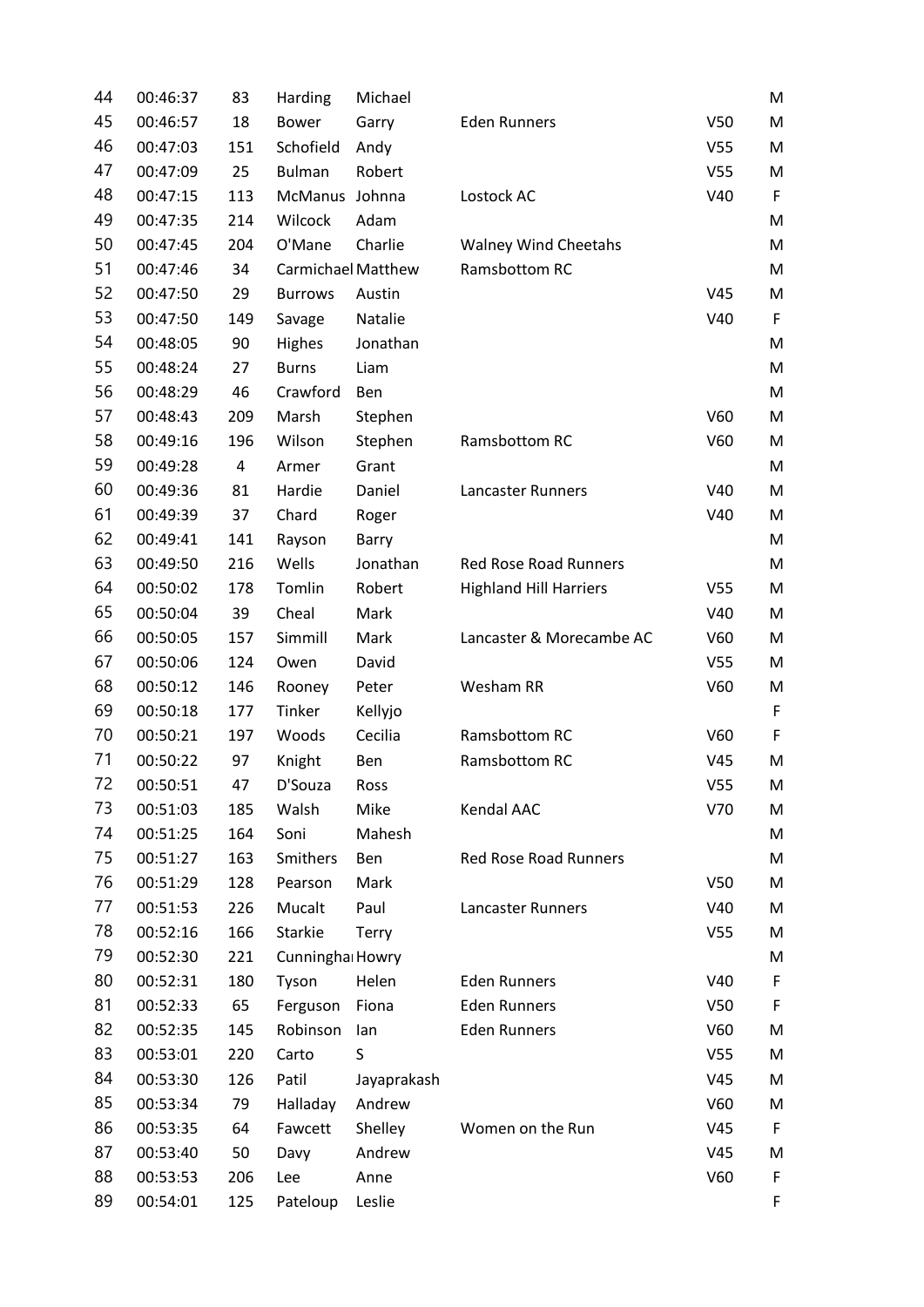| | | | | | | | |
|---|---|---|---|---|---|---|---|
| 44 | 00:46:37 | 83 | Harding | Michael | | | M |
| 45 | 00:46:57 | 18 | Bower | Garry | Eden Runners | V50 | M |
| 46 | 00:47:03 | 151 | Schofield | Andy | | V55 | M |
| 47 | 00:47:09 | 25 | Bulman | Robert | | V55 | M |
| 48 | 00:47:15 | 113 | McManus | Johnna | Lostock AC | V40 | F |
| 49 | 00:47:35 | 214 | Wilcock | Adam | | | M |
| 50 | 00:47:45 | 204 | O'Mane | Charlie | Walney Wind Cheetahs | | M |
| 51 | 00:47:46 | 34 | Carmichael | Matthew | Ramsbottom RC | | M |
| 52 | 00:47:50 | 29 | Burrows | Austin | | V45 | M |
| 53 | 00:47:50 | 149 | Savage | Natalie | | V40 | F |
| 54 | 00:48:05 | 90 | Highes | Jonathan | | | M |
| 55 | 00:48:24 | 27 | Burns | Liam | | | M |
| 56 | 00:48:29 | 46 | Crawford | Ben | | | M |
| 57 | 00:48:43 | 209 | Marsh | Stephen | | V60 | M |
| 58 | 00:49:16 | 196 | Wilson | Stephen | Ramsbottom RC | V60 | M |
| 59 | 00:49:28 | 4 | Armer | Grant | | | M |
| 60 | 00:49:36 | 81 | Hardie | Daniel | Lancaster Runners | V40 | M |
| 61 | 00:49:39 | 37 | Chard | Roger | | V40 | M |
| 62 | 00:49:41 | 141 | Rayson | Barry | | | M |
| 63 | 00:49:50 | 216 | Wells | Jonathan | Red Rose Road Runners | | M |
| 64 | 00:50:02 | 178 | Tomlin | Robert | Highland Hill Harriers | V55 | M |
| 65 | 00:50:04 | 39 | Cheal | Mark | | V40 | M |
| 66 | 00:50:05 | 157 | Simmill | Mark | Lancaster & Morecambe AC | V60 | M |
| 67 | 00:50:06 | 124 | Owen | David | | V55 | M |
| 68 | 00:50:12 | 146 | Rooney | Peter | Wesham RR | V60 | M |
| 69 | 00:50:18 | 177 | Tinker | Kellyjo | | | F |
| 70 | 00:50:21 | 197 | Woods | Cecilia | Ramsbottom RC | V60 | F |
| 71 | 00:50:22 | 97 | Knight | Ben | Ramsbottom RC | V45 | M |
| 72 | 00:50:51 | 47 | D'Souza | Ross | | V55 | M |
| 73 | 00:51:03 | 185 | Walsh | Mike | Kendal AAC | V70 | M |
| 74 | 00:51:25 | 164 | Soni | Mahesh | | | M |
| 75 | 00:51:27 | 163 | Smithers | Ben | Red Rose Road Runners | | M |
| 76 | 00:51:29 | 128 | Pearson | Mark | | V50 | M |
| 77 | 00:51:53 | 226 | Mucalt | Paul | Lancaster Runners | V40 | M |
| 78 | 00:52:16 | 166 | Starkie | Terry | | V55 | M |
| 79 | 00:52:30 | 221 | Cunninghai | Howry | | | M |
| 80 | 00:52:31 | 180 | Tyson | Helen | Eden Runners | V40 | F |
| 81 | 00:52:33 | 65 | Ferguson | Fiona | Eden Runners | V50 | F |
| 82 | 00:52:35 | 145 | Robinson | Ian | Eden Runners | V60 | M |
| 83 | 00:53:01 | 220 | Carto | S | | V55 | M |
| 84 | 00:53:30 | 126 | Patil | Jayaprakash | | V45 | M |
| 85 | 00:53:34 | 79 | Halladay | Andrew | | V60 | M |
| 86 | 00:53:35 | 64 | Fawcett | Shelley | Women on the Run | V45 | F |
| 87 | 00:53:40 | 50 | Davy | Andrew | | V45 | M |
| 88 | 00:53:53 | 206 | Lee | Anne | | V60 | F |
| 89 | 00:54:01 | 125 | Pateloup | Leslie | | | F |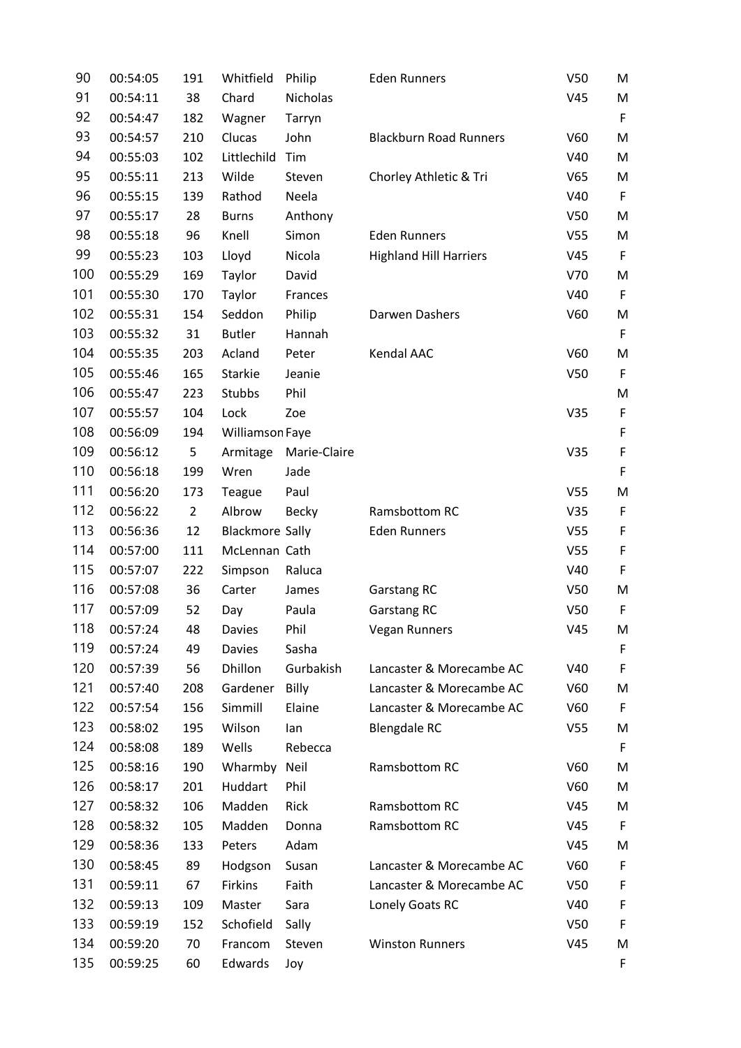| | | | | | | | |
|---|---|---|---|---|---|---|---|
| 90 | 00:54:05 | 191 | Whitfield | Philip | Eden Runners | V50 | M |
| 91 | 00:54:11 | 38 | Chard | Nicholas | | V45 | M |
| 92 | 00:54:47 | 182 | Wagner | Tarryn | | | F |
| 93 | 00:54:57 | 210 | Clucas | John | Blackburn Road Runners | V60 | M |
| 94 | 00:55:03 | 102 | Littlechild | Tim | | V40 | M |
| 95 | 00:55:11 | 213 | Wilde | Steven | Chorley Athletic & Tri | V65 | M |
| 96 | 00:55:15 | 139 | Rathod | Neela | | V40 | F |
| 97 | 00:55:17 | 28 | Burns | Anthony | | V50 | M |
| 98 | 00:55:18 | 96 | Knell | Simon | Eden Runners | V55 | M |
| 99 | 00:55:23 | 103 | Lloyd | Nicola | Highland Hill Harriers | V45 | F |
| 100 | 00:55:29 | 169 | Taylor | David | | V70 | M |
| 101 | 00:55:30 | 170 | Taylor | Frances | | V40 | F |
| 102 | 00:55:31 | 154 | Seddon | Philip | Darwen Dashers | V60 | M |
| 103 | 00:55:32 | 31 | Butler | Hannah | | | F |
| 104 | 00:55:35 | 203 | Acland | Peter | Kendal AAC | V60 | M |
| 105 | 00:55:46 | 165 | Starkie | Jeanie | | V50 | F |
| 106 | 00:55:47 | 223 | Stubbs | Phil | | | M |
| 107 | 00:55:57 | 104 | Lock | Zoe | | V35 | F |
| 108 | 00:56:09 | 194 | Williamson | Faye | | | F |
| 109 | 00:56:12 | 5 | Armitage | Marie-Claire | | V35 | F |
| 110 | 00:56:18 | 199 | Wren | Jade | | | F |
| 111 | 00:56:20 | 173 | Teague | Paul | | V55 | M |
| 112 | 00:56:22 | 2 | Albrow | Becky | Ramsbottom RC | V35 | F |
| 113 | 00:56:36 | 12 | Blackmore | Sally | Eden Runners | V55 | F |
| 114 | 00:57:00 | 111 | McLennan | Cath | | V55 | F |
| 115 | 00:57:07 | 222 | Simpson | Raluca | | V40 | F |
| 116 | 00:57:08 | 36 | Carter | James | Garstang RC | V50 | M |
| 117 | 00:57:09 | 52 | Day | Paula | Garstang RC | V50 | F |
| 118 | 00:57:24 | 48 | Davies | Phil | Vegan Runners | V45 | M |
| 119 | 00:57:24 | 49 | Davies | Sasha | | | F |
| 120 | 00:57:39 | 56 | Dhillon | Gurbakish | Lancaster & Morecambe AC | V40 | F |
| 121 | 00:57:40 | 208 | Gardener | Billy | Lancaster & Morecambe AC | V60 | M |
| 122 | 00:57:54 | 156 | Simmill | Elaine | Lancaster & Morecambe AC | V60 | F |
| 123 | 00:58:02 | 195 | Wilson | Ian | Blengdale RC | V55 | M |
| 124 | 00:58:08 | 189 | Wells | Rebecca | | | F |
| 125 | 00:58:16 | 190 | Wharmby | Neil | Ramsbottom RC | V60 | M |
| 126 | 00:58:17 | 201 | Huddart | Phil | | V60 | M |
| 127 | 00:58:32 | 106 | Madden | Rick | Ramsbottom RC | V45 | M |
| 128 | 00:58:32 | 105 | Madden | Donna | Ramsbottom RC | V45 | F |
| 129 | 00:58:36 | 133 | Peters | Adam | | V45 | M |
| 130 | 00:58:45 | 89 | Hodgson | Susan | Lancaster & Morecambe AC | V60 | F |
| 131 | 00:59:11 | 67 | Firkins | Faith | Lancaster & Morecambe AC | V50 | F |
| 132 | 00:59:13 | 109 | Master | Sara | Lonely Goats RC | V40 | F |
| 133 | 00:59:19 | 152 | Schofield | Sally | | V50 | F |
| 134 | 00:59:20 | 70 | Francom | Steven | Winston Runners | V45 | M |
| 135 | 00:59:25 | 60 | Edwards | Joy | | | F |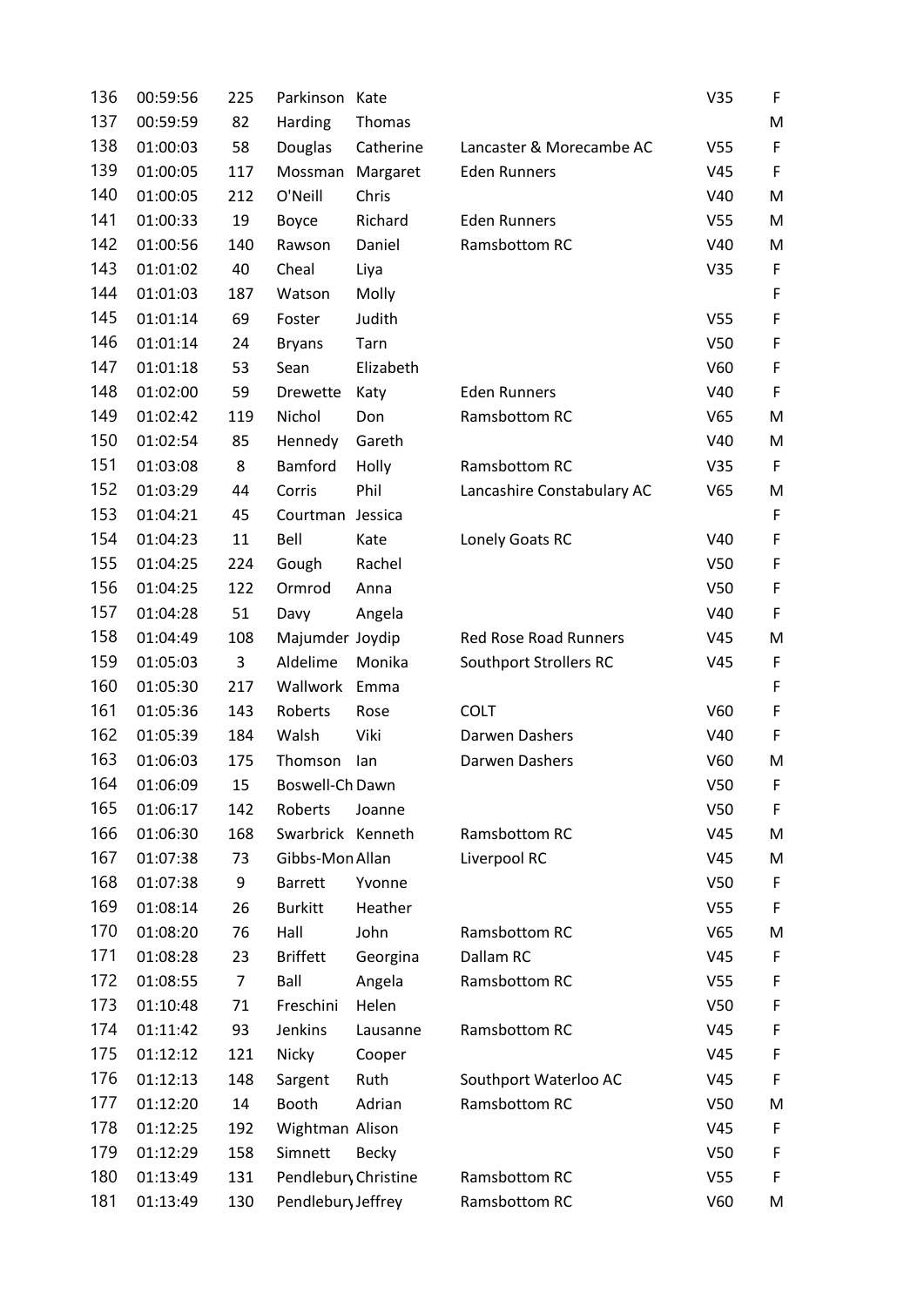| | | | | | | | |
|---|---|---|---|---|---|---|---|
| 136 | 00:59:56 | 225 | Parkinson | Kate | | V35 | F |
| 137 | 00:59:59 | 82 | Harding | Thomas | | | M |
| 138 | 01:00:03 | 58 | Douglas | Catherine | Lancaster & Morecambe AC | V55 | F |
| 139 | 01:00:05 | 117 | Mossman | Margaret | Eden Runners | V45 | F |
| 140 | 01:00:05 | 212 | O'Neill | Chris | | V40 | M |
| 141 | 01:00:33 | 19 | Boyce | Richard | Eden Runners | V55 | M |
| 142 | 01:00:56 | 140 | Rawson | Daniel | Ramsbottom RC | V40 | M |
| 143 | 01:01:02 | 40 | Cheal | Liya | | V35 | F |
| 144 | 01:01:03 | 187 | Watson | Molly | | | F |
| 145 | 01:01:14 | 69 | Foster | Judith | | V55 | F |
| 146 | 01:01:14 | 24 | Bryans | Tarn | | V50 | F |
| 147 | 01:01:18 | 53 | Sean | Elizabeth | | V60 | F |
| 148 | 01:02:00 | 59 | Drewette | Katy | Eden Runners | V40 | F |
| 149 | 01:02:42 | 119 | Nichol | Don | Ramsbottom RC | V65 | M |
| 150 | 01:02:54 | 85 | Hennedy | Gareth | | V40 | M |
| 151 | 01:03:08 | 8 | Bamford | Holly | Ramsbottom RC | V35 | F |
| 152 | 01:03:29 | 44 | Corris | Phil | Lancashire Constabulary AC | V65 | M |
| 153 | 01:04:21 | 45 | Courtman | Jessica | | | F |
| 154 | 01:04:23 | 11 | Bell | Kate | Lonely Goats RC | V40 | F |
| 155 | 01:04:25 | 224 | Gough | Rachel | | V50 | F |
| 156 | 01:04:25 | 122 | Ormrod | Anna | | V50 | F |
| 157 | 01:04:28 | 51 | Davy | Angela | | V40 | F |
| 158 | 01:04:49 | 108 | Majumder | Joydip | Red Rose Road Runners | V45 | M |
| 159 | 01:05:03 | 3 | Aldelime | Monika | Southport Strollers RC | V45 | F |
| 160 | 01:05:30 | 217 | Wallwork | Emma | | | F |
| 161 | 01:05:36 | 143 | Roberts | Rose | COLT | V60 | F |
| 162 | 01:05:39 | 184 | Walsh | Viki | Darwen Dashers | V40 | F |
| 163 | 01:06:03 | 175 | Thomson | Ian | Darwen Dashers | V60 | M |
| 164 | 01:06:09 | 15 | Boswell-Ch | Dawn | | V50 | F |
| 165 | 01:06:17 | 142 | Roberts | Joanne | | V50 | F |
| 166 | 01:06:30 | 168 | Swarbrick | Kenneth | Ramsbottom RC | V45 | M |
| 167 | 01:07:38 | 73 | Gibbs-Mon | Allan | Liverpool RC | V45 | M |
| 168 | 01:07:38 | 9 | Barrett | Yvonne | | V50 | F |
| 169 | 01:08:14 | 26 | Burkitt | Heather | | V55 | F |
| 170 | 01:08:20 | 76 | Hall | John | Ramsbottom RC | V65 | M |
| 171 | 01:08:28 | 23 | Briffett | Georgina | Dallam RC | V45 | F |
| 172 | 01:08:55 | 7 | Ball | Angela | Ramsbottom RC | V55 | F |
| 173 | 01:10:48 | 71 | Freschini | Helen | | V50 | F |
| 174 | 01:11:42 | 93 | Jenkins | Lausanne | Ramsbottom RC | V45 | F |
| 175 | 01:12:12 | 121 | Nicky | Cooper | | V45 | F |
| 176 | 01:12:13 | 148 | Sargent | Ruth | Southport Waterloo AC | V45 | F |
| 177 | 01:12:20 | 14 | Booth | Adrian | Ramsbottom RC | V50 | M |
| 178 | 01:12:25 | 192 | Wightman | Alison | | V45 | F |
| 179 | 01:12:29 | 158 | Simnett | Becky | | V50 | F |
| 180 | 01:13:49 | 131 | Pendlebury | Christine | Ramsbottom RC | V55 | F |
| 181 | 01:13:49 | 130 | Pendlebury | Jeffrey | Ramsbottom RC | V60 | M |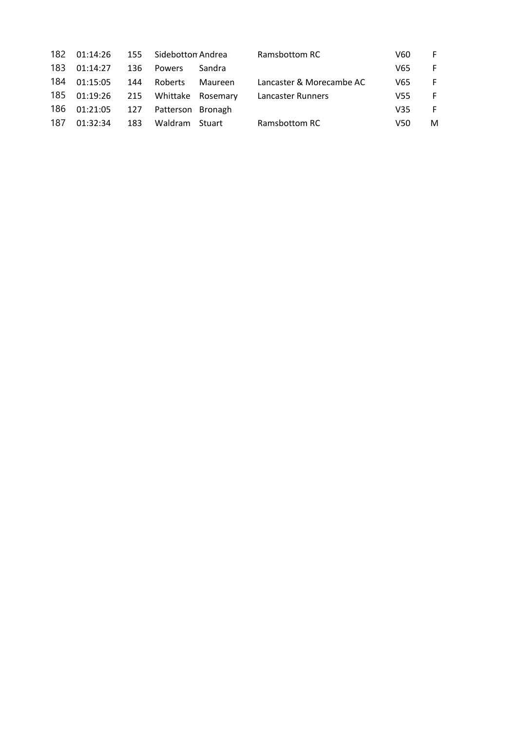| | | | | | | | |
|---|---|---|---|---|---|---|---|
| 182 | 01:14:26 | 155 | Sidebottom | Andrea | Ramsbottom RC | V60 | F |
| 183 | 01:14:27 | 136 | Powers | Sandra | | V65 | F |
| 184 | 01:15:05 | 144 | Roberts | Maureen | Lancaster & Morecambe AC | V65 | F |
| 185 | 01:19:26 | 215 | Whittake | Rosemary | Lancaster Runners | V55 | F |
| 186 | 01:21:05 | 127 | Patterson | Bronagh | | V35 | F |
| 187 | 01:32:34 | 183 | Waldram | Stuart | Ramsbottom RC | V50 | M |